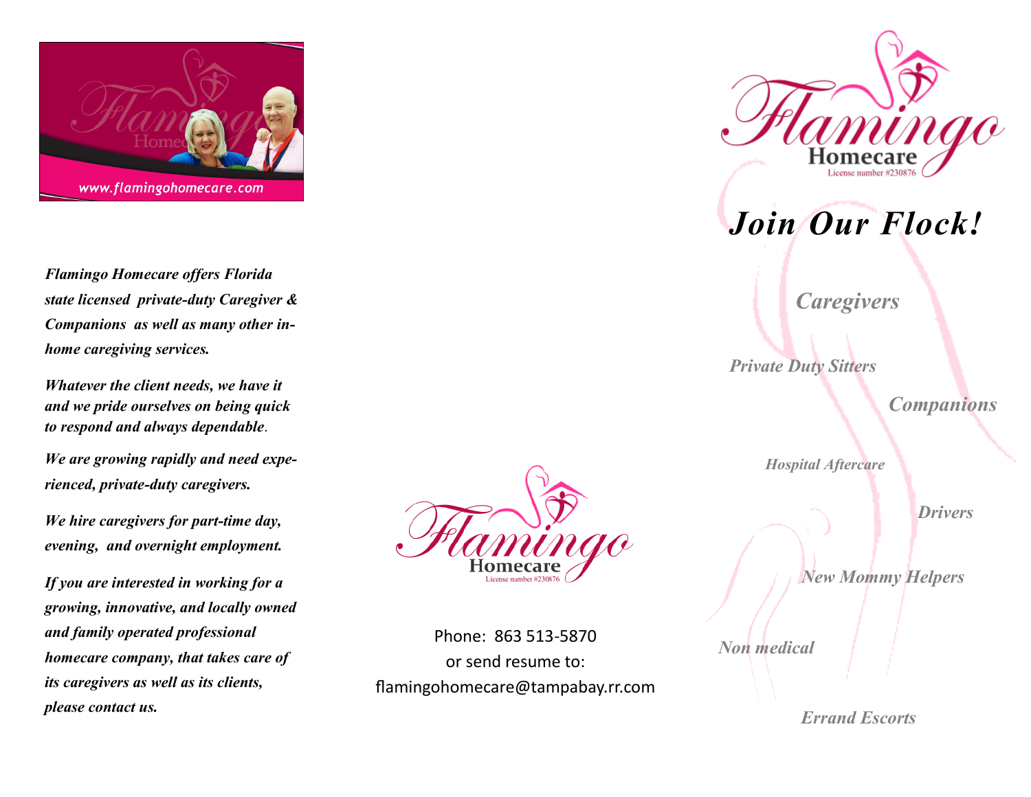www.flamingohomecare.com

*Flamingo Homecare offers Florida state licensed private-duty Caregiver & Companions as well as many other in-home caregiving services.*

*Whatever the client needs, we have it and we pride ourselves on being quick to respond and always dependable.*

*We are growing rapidly and need experienced, private-duty caregivers.*

*We hire caregivers for part-time day, evening, and overnight employment.*

*If you are interested in working for a growing, innovative, and locally owned and family operated professional homecare company, that takes care of its caregivers as well as its clients, please contact us.*

Flamingo Homecare
License number #230876

Phone: 863 513-5870
or send resume to:
flamingohomecare@tampabay.rr.com

Flamingo Homecare
License number #230876

# *Join Our Flock!*

*Caregivers*

*Private Duty Sitters*

*Companions*

*Hospital Aftercare*

*Drivers*

*New Mommy Helpers*

*Non medical*

*Errand Escorts*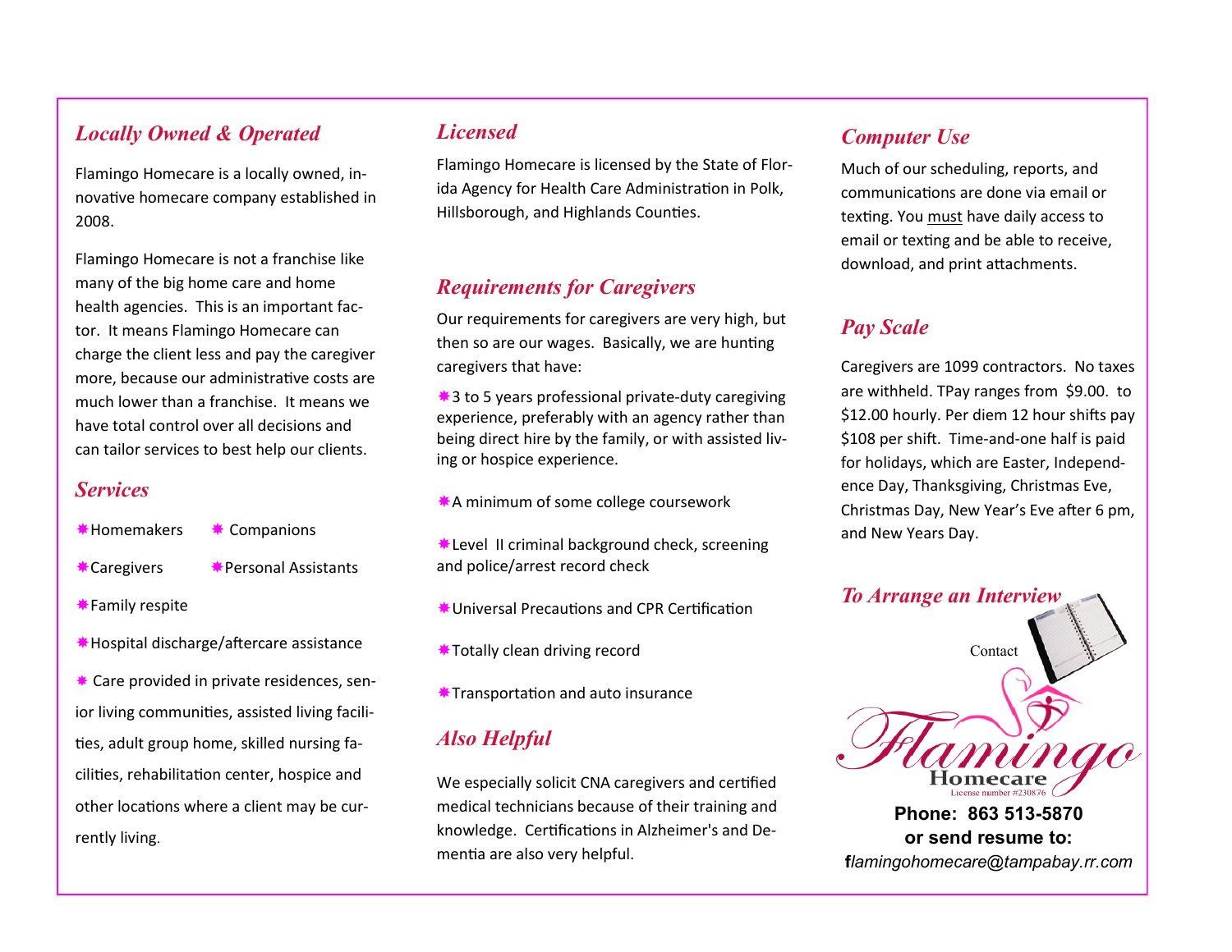## *Locally Owned & Operated*

Flamingo Homecare is a locally owned, innovative homecare company established in 2008.

Flamingo Homecare is not a franchise like many of the big home care and home health agencies. This is an important factor. It means Flamingo Homecare can charge the client less and pay the caregiver more, because our administrative costs are much lower than a franchise. It means we have total control over all decisions and can tailor services to best help our clients.

## *Services*

- Homemakers
- Companions
- Caregivers
- Personal Assistants
- Family respite
- Hospital discharge/aftercare assistance
- Care provided in private residences, senior living communities, assisted living facilities, adult group home, skilled nursing facilities, rehabilitation center, hospice and other locations where a client may be currently living.

## *Licensed*

Flamingo Homecare is licensed by the State of Florida Agency for Health Care Administration in Polk, Hillsborough, and Highlands Counties.

## *Requirements for Caregivers*

Our requirements for caregivers are very high, but then so are our wages. Basically, we are hunting caregivers that have:

- 3 to 5 years professional private-duty caregiving experience, preferably with an agency rather than being direct hire by the family, or with assisted living or hospice experience.
- A minimum of some college coursework
- Level II criminal background check, screening and police/arrest record check
- Universal Precautions and CPR Certification
- Totally clean driving record
- Transportation and auto insurance

## *Also Helpful*

We especially solicit CNA caregivers and certified medical technicians because of their training and knowledge. Certifications in Alzheimer's and Dementia are also very helpful.

## *Computer Use*

Much of our scheduling, reports, and communications are done via email or texting. You must have daily access to email or texting and be able to receive, download, and print attachments.

## *Pay Scale*

Caregivers are 1099 contractors. No taxes are withheld. TPay ranges from $9.00. to $12.00 hourly. Per diem 12 hour shifts pay $108 per shift. Time-and-one half is paid for holidays, which are Easter, Independence Day, Thanksgiving, Christmas Eve, Christmas Day, New Year's Eve after 6 pm, and New Years Day.

## *To Arrange an Interview*

Contact

Flamingo Homecare
License number #230876

**Phone: 863 513-5870**

**or send resume to:**

***flamingohomecare@tampabay.rr.com***